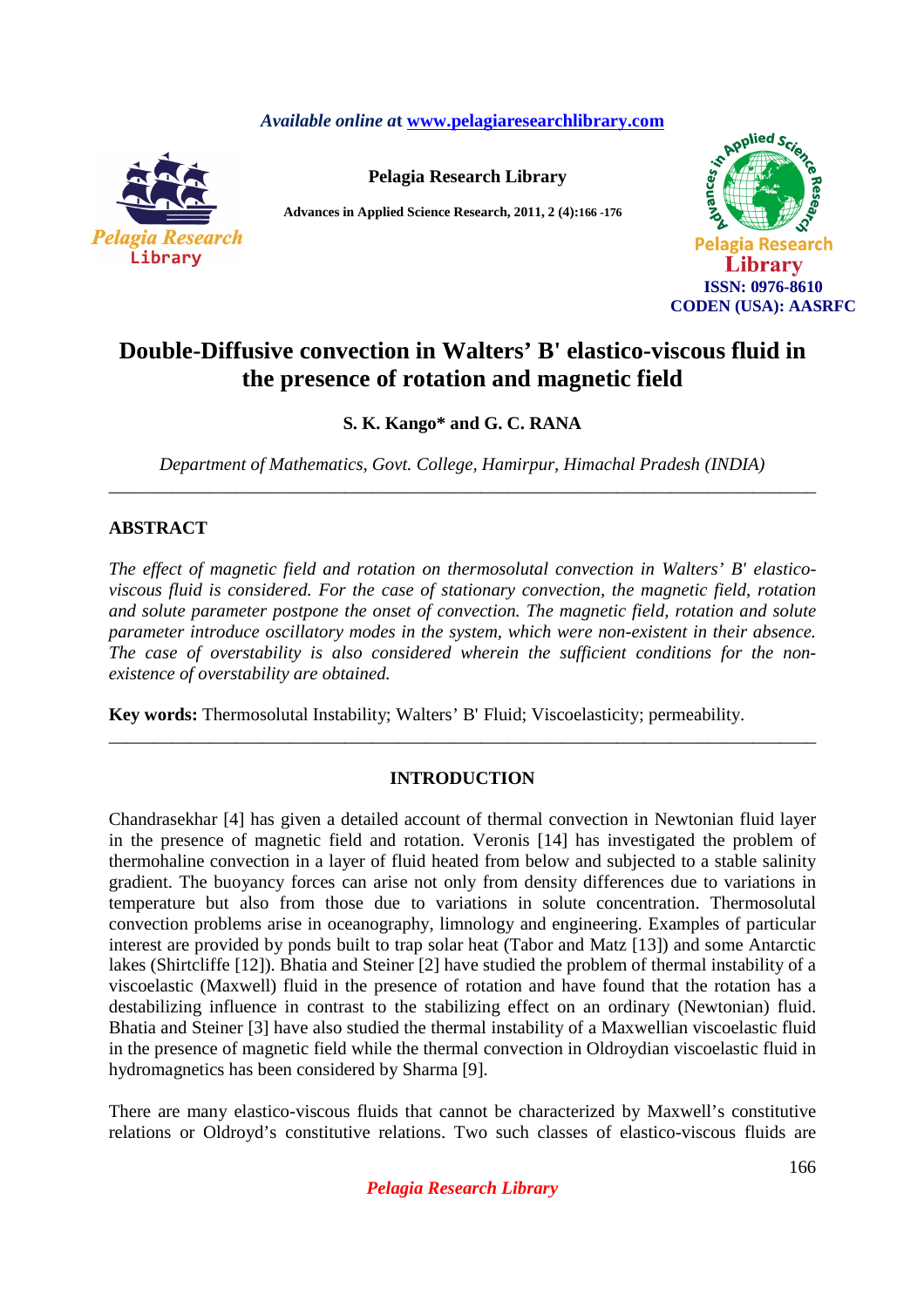# Double-Diffusive convection in Walters' B' elastico-viscous fluid in the presence of rotation and magnetic field

**S. K. Kango* and G. C. RANA**

*Department of Mathematics, Govt. College, Hamirpur, Himachal Pradesh (INDIA)*

---

## ABSTRACT

*The effect of magnetic field and rotation on thermosolutal convection in Walters' B' elastico-viscous fluid is considered. For the case of stationary convection, the magnetic field, rotation and solute parameter postpone the onset of convection. The magnetic field, rotation and solute parameter introduce oscillatory modes in the system, which were non-existent in their absence. The case of overstability is also considered wherein the sufficient conditions for the non-existence of overstability are obtained.*

**Key words:** Thermosolutal Instability; Walters' B' Fluid; Viscoelasticity; permeability.

---

## INTRODUCTION

Chandrasekhar [4] has given a detailed account of thermal convection in Newtonian fluid layer in the presence of magnetic field and rotation. Veronis [14] has investigated the problem of thermohaline convection in a layer of fluid heated from below and subjected to a stable salinity gradient. The buoyancy forces can arise not only from density differences due to variations in temperature but also from those due to variations in solute concentration. Thermosolutal convection problems arise in oceanography, limnology and engineering. Examples of particular interest are provided by ponds built to trap solar heat (Tabor and Matz [13]) and some Antarctic lakes (Shirtcliffe [12]). Bhatia and Steiner [2] have studied the problem of thermal instability of a viscoelastic (Maxwell) fluid in the presence of rotation and have found that the rotation has a destabilizing influence in contrast to the stabilizing effect on an ordinary (Newtonian) fluid. Bhatia and Steiner [3] have also studied the thermal instability of a Maxwellian viscoelastic fluid in the presence of magnetic field while the thermal convection in Oldroydian viscoelastic fluid in hydromagnetics has been considered by Sharma [9].

There are many elastico-viscous fluids that cannot be characterized by Maxwell's constitutive relations or Oldroyd's constitutive relations. Two such classes of elastico-viscous fluids are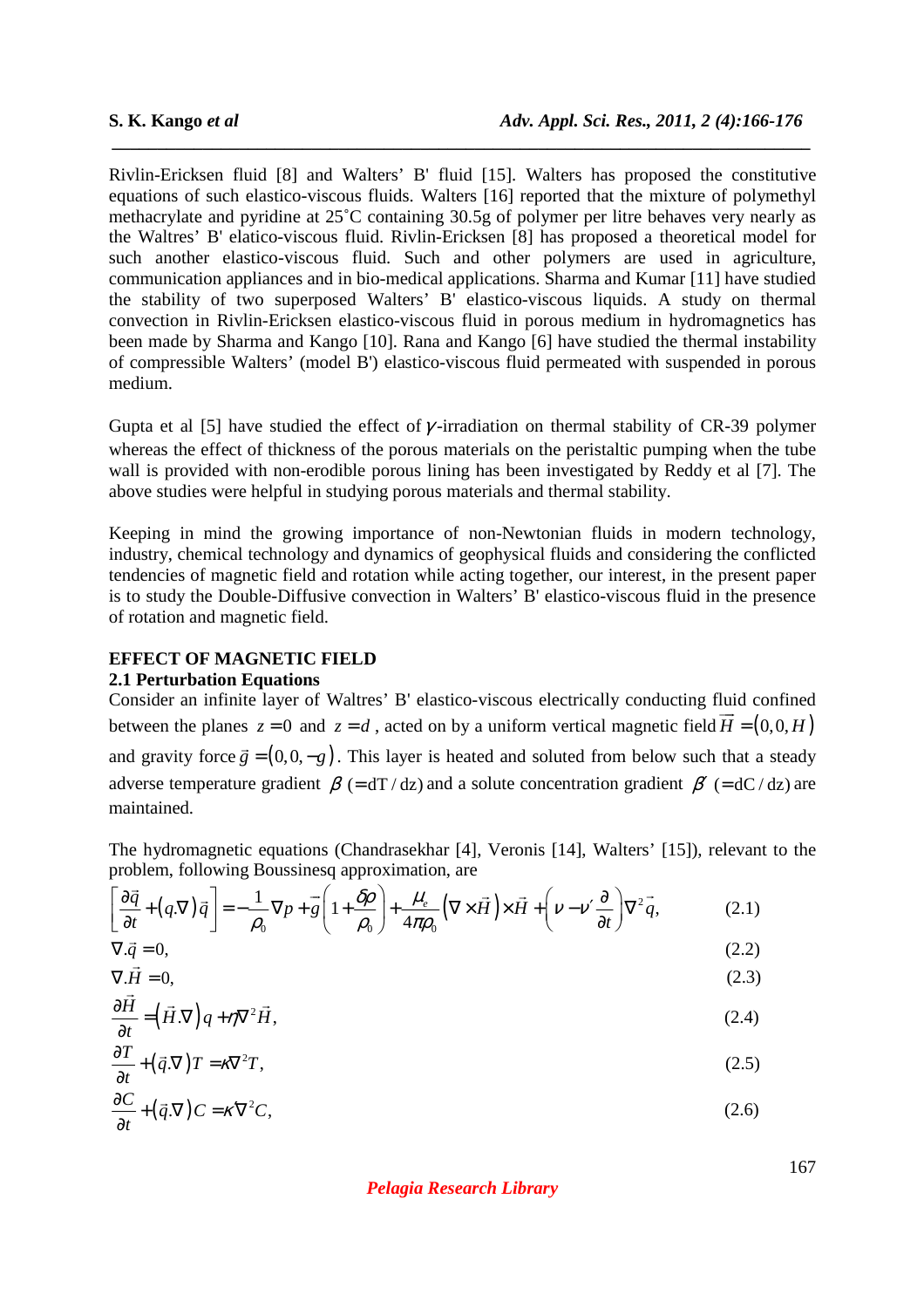Rivlin-Ericksen fluid [8] and Walters' B' fluid [15]. Walters has proposed the constitutive equations of such elastico-viscous fluids. Walters [16] reported that the mixture of polymethyl methacrylate and pyridine at 25˚C containing 30.5g of polymer per litre behaves very nearly as the Waltres' B' elatico-viscous fluid. Rivlin-Ericksen [8] has proposed a theoretical model for such another elastico-viscous fluid. Such and other polymers are used in agriculture, communication appliances and in bio-medical applications. Sharma and Kumar [11] have studied the stability of two superposed Walters' B' elastico-viscous liquids. A study on thermal convection in Rivlin-Ericksen elastico-viscous fluid in porous medium in hydromagnetics has been made by Sharma and Kango [10]. Rana and Kango [6] have studied the thermal instability of compressible Walters' (model B') elastico-viscous fluid permeated with suspended in porous medium.

Gupta et al [5] have studied the effect of $\gamma$-irradiation on thermal stability of CR-39 polymer whereas the effect of thickness of the porous materials on the peristaltic pumping when the tube wall is provided with non-erodible porous lining has been investigated by Reddy et al [7]. The above studies were helpful in studying porous materials and thermal stability.

Keeping in mind the growing importance of non-Newtonian fluids in modern technology, industry, chemical technology and dynamics of geophysical fluids and considering the conflicted tendencies of magnetic field and rotation while acting together, our interest, in the present paper is to study the Double-Diffusive convection in Walters' B' elastico-viscous fluid in the presence of rotation and magnetic field.

## EFFECT OF MAGNETIC FIELD

### 2.1 Perturbation Equations

Consider an infinite layer of Waltres' B' elastico-viscous electrically conducting fluid confined between the planes $z=0$ and $z=d$, acted on by a uniform vertical magnetic field $\vec{H}=(0,0,H)$ and gravity force $\vec{g}=(0,0,-g)$. This layer is heated and soluted from below such that a steady adverse temperature gradient $\beta$ $(=\mathrm{d}T/\mathrm{d}z)$ and a solute concentration gradient $\beta'$ $(=\mathrm{d}C/\mathrm{d}z)$ are maintained.

The hydromagnetic equations (Chandrasekhar [4], Veronis [14], Walters' [15]), relevant to the problem, following Boussinesq approximation, are

$$\left[\frac{\partial \vec{q}}{\partial t}+(q.\nabla)\vec{q}\right]=-\frac{1}{\rho_0}\nabla p+\vec{g}\left(1+\frac{\delta\rho}{\rho_0}\right)+\frac{\mu_e}{4\pi\rho_0}\left(\nabla\times\vec{H}\right)\times\vec{H}+\left(\nu-\nu'\frac{\partial}{\partial t}\right)\nabla^2\vec{q}, \tag{2.1}$$

$$\nabla.\vec{q}=0, \tag{2.2}$$

$$\nabla.\vec{H}=0, \tag{2.3}$$

$$\frac{\partial\vec{H}}{\partial t}=\left(\vec{H}.\nabla\right)q+\eta\nabla^2\vec{H}, \tag{2.4}$$

$$\frac{\partial T}{\partial t}+(\vec{q}.\nabla)T=\kappa\nabla^2 T, \tag{2.5}$$

$$\frac{\partial C}{\partial t}+(\vec{q}.\nabla)C=\kappa'\nabla^2 C, \tag{2.6}$$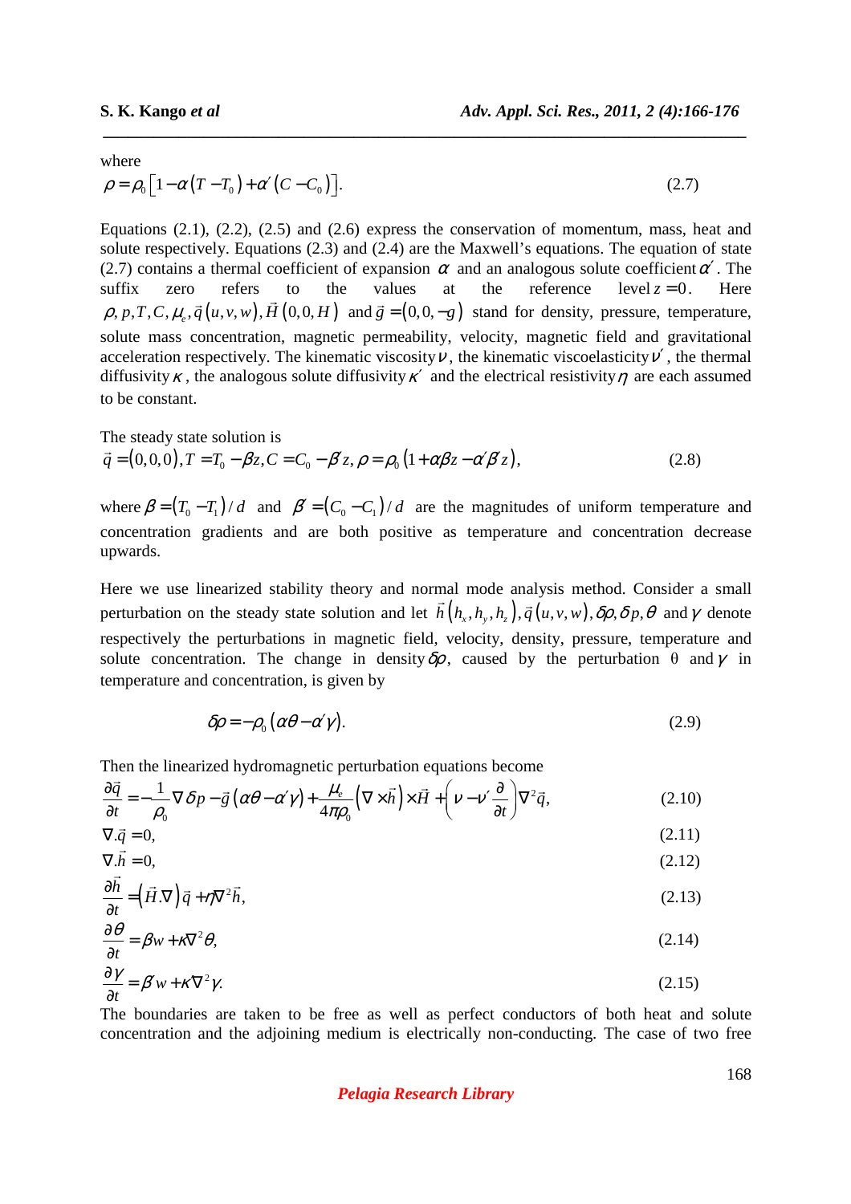where

$$\rho = \rho_0 \left[ 1 - \alpha \left( T - T_0 \right) + \alpha' \left( C - C_0 \right) \right]. \tag{2.7}$$

Equations (2.1), (2.2), (2.5) and (2.6) express the conservation of momentum, mass, heat and solute respectively. Equations (2.3) and (2.4) are the Maxwell's equations. The equation of state (2.7) contains a thermal coefficient of expansion $\alpha$ and an analogous solute coefficient $\alpha'$. The suffix zero refers to the values at the reference level $z = 0$. Here $\rho, p, T, C, \mu_e, \vec{q}\left(u, v, w\right), \vec{H}\left(0, 0, H\right)$ and $\vec{g} = \left(0, 0, -g\right)$ stand for density, pressure, temperature, solute mass concentration, magnetic permeability, velocity, magnetic field and gravitational acceleration respectively. The kinematic viscosity $\nu$, the kinematic viscoelasticity $\nu'$, the thermal diffusivity $\kappa$, the analogous solute diffusivity $\kappa'$ and the electrical resistivity $\eta$ are each assumed to be constant.

The steady state solution is

$$\vec{q} = \left(0, 0, 0\right), T = T_0 - \beta z, C = C_0 - \beta' z, \rho = \rho_0 \left(1 + \alpha \beta z - \alpha' \beta' z\right), \tag{2.8}$$

where $\beta = \left(T_0 - T_1\right)/d$ and $\beta' = \left(C_0 - C_1\right)/d$ are the magnitudes of uniform temperature and concentration gradients and are both positive as temperature and concentration decrease upwards.

Here we use linearized stability theory and normal mode analysis method. Consider a small perturbation on the steady state solution and let $\vec{h}\left(h_x, h_y, h_z\right), \vec{q}\left(u, v, w\right), \delta\rho, \delta p, \theta$ and $\gamma$ denote respectively the perturbations in magnetic field, velocity, density, pressure, temperature and solute concentration. The change in density $\delta\rho$, caused by the perturbation $\theta$ and $\gamma$ in temperature and concentration, is given by

$$\delta\rho = -\rho_0 \left(\alpha\theta - \alpha'\gamma\right). \tag{2.9}$$

Then the linearized hydromagnetic perturbation equations become

$$\frac{\partial \vec{q}}{\partial t} = -\frac{1}{\rho_0} \nabla \delta p - \vec{g}\left(\alpha\theta - \alpha'\gamma\right) + \frac{\mu_e}{4\pi\rho_0}\left(\nabla \times \vec{h}\right) \times \vec{H} + \left(\nu - \nu' \frac{\partial}{\partial t}\right) \nabla^2 \vec{q}, \tag{2.10}$$

$$\nabla . \vec{q} = 0, \tag{2.11}$$

$$\nabla . \vec{h} = 0, \tag{2.12}$$

$$\frac{\partial \vec{h}}{\partial t} = \left(\vec{H} . \nabla\right) \vec{q} + \eta \nabla^2 \vec{h}, \tag{2.13}$$

$$\frac{\partial \theta}{\partial t} = \beta w + \kappa \nabla^2 \theta, \tag{2.14}$$

$$\frac{\partial \gamma}{\partial t} = \beta' w + \kappa' \nabla^2 \gamma. \tag{2.15}$$

The boundaries are taken to be free as well as perfect conductors of both heat and solute concentration and the adjoining medium is electrically non-conducting. The case of two free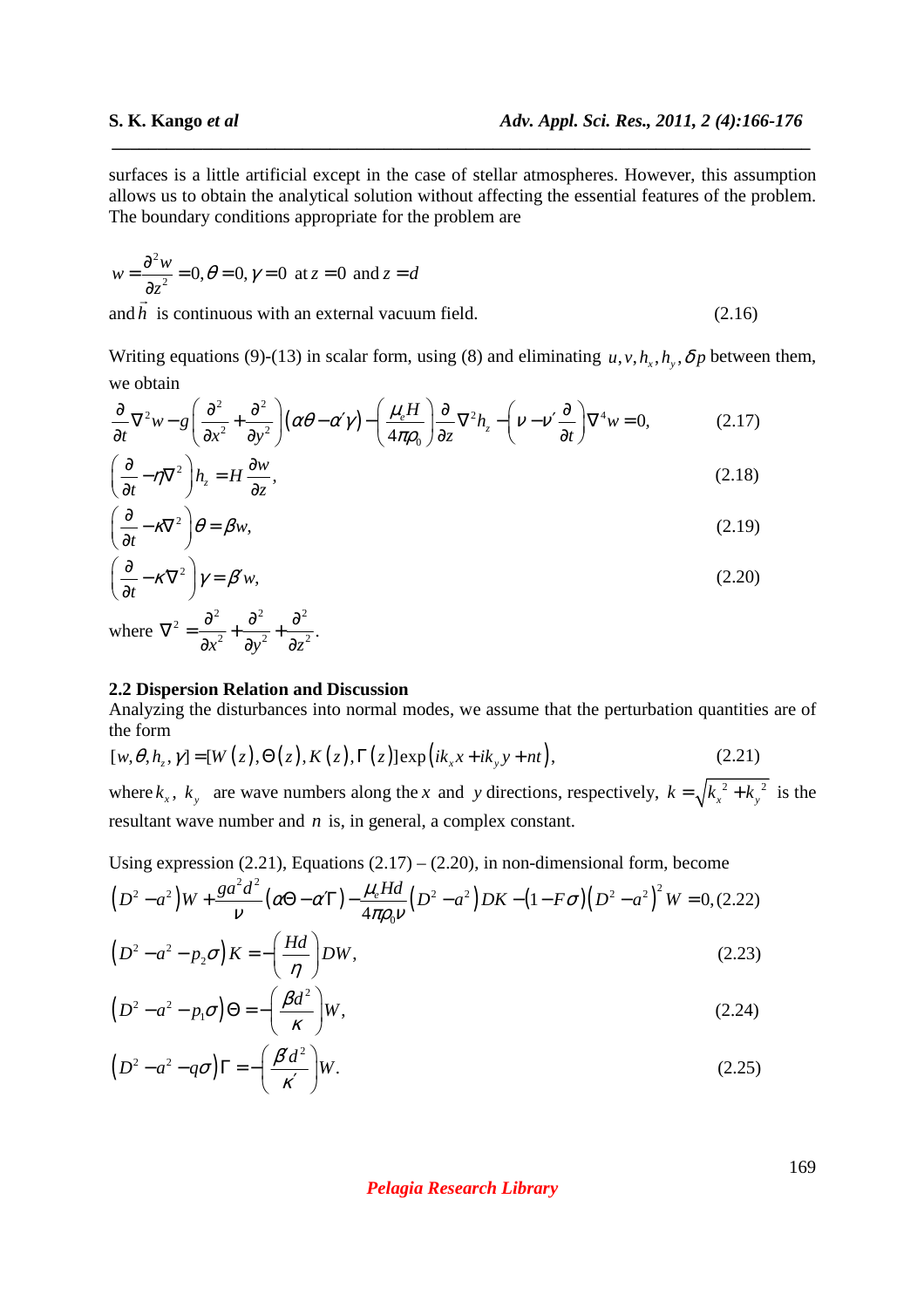surfaces is a little artificial except in the case of stellar atmospheres. However, this assumption allows us to obtain the analytical solution without affecting the essential features of the problem. The boundary conditions appropriate for the problem are

$$w = \frac{\partial^2 w}{\partial z^2} = 0, \theta = 0, \gamma = 0 \text{ at } z = 0 \text{ and } z = d$$

and $\vec{h}$ is continuous with an external vacuum field. (2.16)

Writing equations (9)-(13) in scalar form, using (8) and eliminating $u, v, h_x, h_y, \delta p$ between them, we obtain

$$\frac{\partial}{\partial t}\nabla^2 w - g\left(\frac{\partial^2}{\partial x^2} + \frac{\partial^2}{\partial y^2}\right)(\alpha\theta - \alpha'\gamma) - \left(\frac{\mu_e H}{4\pi\rho_0}\right)\frac{\partial}{\partial z}\nabla^2 h_z - \left(\nu - \nu'\frac{\partial}{\partial t}\right)\nabla^4 w = 0, \tag{2.17}$$

$$\left(\frac{\partial}{\partial t} - \eta\nabla^2\right)h_z = H\frac{\partial w}{\partial z}, \tag{2.18}$$

$$\left(\frac{\partial}{\partial t} - \kappa\nabla^2\right)\theta = \beta w, \tag{2.19}$$

$$\left(\frac{\partial}{\partial t} - \kappa'\nabla^2\right)\gamma = \beta' w, \tag{2.20}$$

where $\nabla^2 = \frac{\partial^2}{\partial x^2} + \frac{\partial^2}{\partial y^2} + \frac{\partial^2}{\partial z^2}$.

### 2.2 Dispersion Relation and Discussion

Analyzing the disturbances into normal modes, we assume that the perturbation quantities are of the form

$$[w, \theta, h_z, \gamma] = [W(z), \Theta(z), K(z), \Gamma(z)]\exp(ik_x x + ik_y y + nt), \tag{2.21}$$

where $k_x$, $k_y$ are wave numbers along the $x$ and $y$ directions, respectively, $k = \sqrt{k_x^2 + k_y^2}$ is the resultant wave number and $n$ is, in general, a complex constant.

Using expression (2.21), Equations (2.17) – (2.20), in non-dimensional form, become

$$\left(D^2 - a^2\right)W + \frac{ga^2d^2}{\nu}\left(\alpha\Theta - \alpha'\Gamma\right) - \frac{\mu_e Hd}{4\pi\rho_0\nu}\left(D^2 - a^2\right)DK - (1 - F\sigma)\left(D^2 - a^2\right)^2 W = 0, \tag{2.22}$$

$$\left(D^2 - a^2 - p_2\sigma\right)K = -\left(\frac{Hd}{\eta}\right)DW, \tag{2.23}$$

$$\left(D^2 - a^2 - p_1\sigma\right)\Theta = -\left(\frac{\beta d^2}{\kappa}\right)W, \tag{2.24}$$

$$\left(D^2 - a^2 - q\sigma\right)\Gamma = -\left(\frac{\beta' d^2}{\kappa'}\right)W. \tag{2.25}$$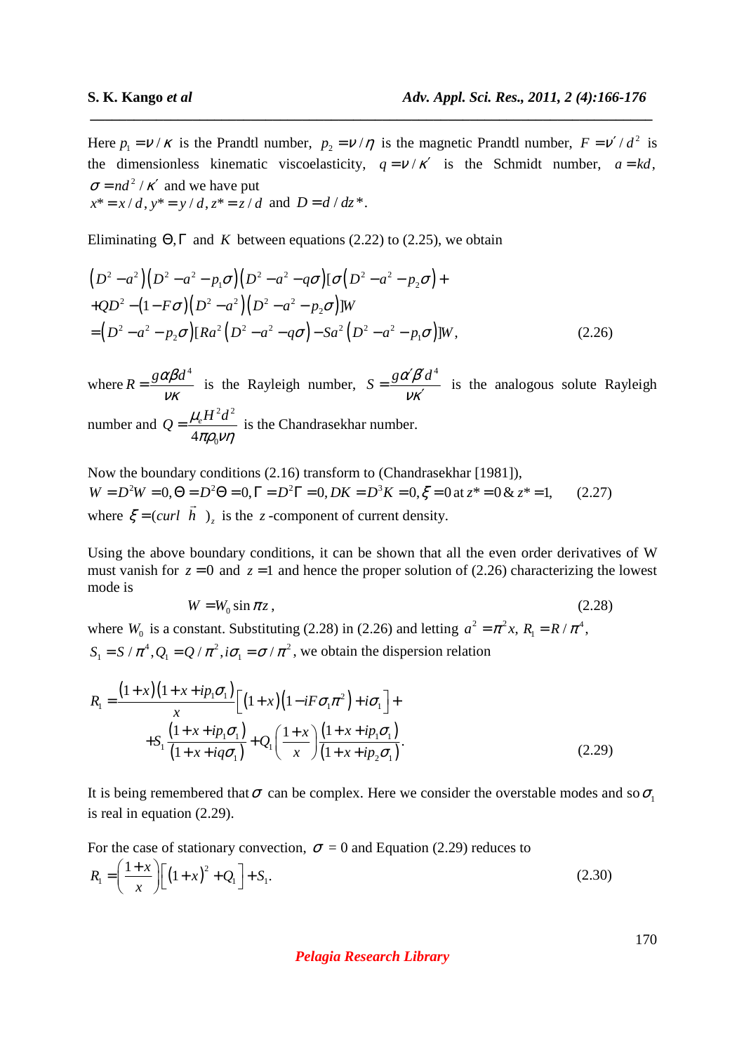Here $p_1 = \nu / \kappa$ is the Prandtl number, $p_2 = \nu / \eta$ is the magnetic Prandtl number, $F = \nu' / d^2$ is the dimensionless kinematic viscoelasticity, $q = \nu / \kappa'$ is the Schmidt number, $a = kd$, $\sigma = nd^2 / \kappa'$ and we have put
$x^* = x/d, y^* = y/d, z^* = z/d$ and $D = d/dz^*$.

Eliminating $\Theta, \Gamma$ and $K$ between equations (2.22) to (2.25), we obtain

$$
\begin{aligned}
&\left(D^2 - a^2\right)\left(D^2 - a^2 - p_1\sigma\right)\left(D^2 - a^2 - q\sigma\right)[\sigma\left(D^2 - a^2 - p_2\sigma\right) + \\
&+ QD^2 - \left(1 - F\sigma\right)\left(D^2 - a^2\right)\left(D^2 - a^2 - p_2\sigma\right)]W \\
&= \left(D^2 - a^2 - p_2\sigma\right)[Ra^2\left(D^2 - a^2 - q\sigma\right) - Sa^2\left(D^2 - a^2 - p_1\sigma\right)]W,
\end{aligned}
\tag{2.26}
$$

where $R = \dfrac{g\alpha\beta d^4}{\nu\kappa}$ is the Rayleigh number, $S = \dfrac{g\alpha'\beta' d^4}{\nu\kappa'}$ is the analogous solute Rayleigh number and $Q = \dfrac{\mu_e H^2 d^2}{4\pi\rho_0\nu\eta}$ is the Chandrasekhar number.

Now the boundary conditions (2.16) transform to (Chandrasekhar [1981]),

$$W = D^2W = 0, \Theta = D^2\Theta = 0, \Gamma = D^2\Gamma = 0, DK = D^3K = 0, \xi = 0 \text{ at } z^* = 0 \;\&\; z^* = 1, \tag{2.27}$$

where $\xi = (curl\ \vec{h}\ )_z$ is the $z$-component of current density.

Using the above boundary conditions, it can be shown that all the even order derivatives of W must vanish for $z = 0$ and $z = 1$ and hence the proper solution of (2.26) characterizing the lowest mode is

$$W = W_0 \sin \pi z, \tag{2.28}$$

where $W_0$ is a constant. Substituting (2.28) in (2.26) and letting $a^2 = \pi^2 x$, $R_1 = R/\pi^4$, $S_1 = S/\pi^4, Q_1 = Q/\pi^2, i\sigma_1 = \sigma/\pi^2$, we obtain the dispersion relation

$$
\begin{aligned}
R_1 = &\frac{\left(1+x\right)\left(1+x+ip_1\sigma_1\right)}{x}\left[\left(1+x\right)\left(1 - iF\sigma_1\pi^2\right) + i\sigma_1\right] + \\
&+ S_1\frac{\left(1+x+ip_1\sigma_1\right)}{\left(1+x+iq\sigma_1\right)} + Q_1\left(\frac{1+x}{x}\right)\frac{\left(1+x+ip_1\sigma_1\right)}{\left(1+x+ip_2\sigma_1\right)}.
\end{aligned}
\tag{2.29}
$$

It is being remembered that $\sigma$ can be complex. Here we consider the overstable modes and so $\sigma_1$ is real in equation (2.29).

For the case of stationary convection, $\sigma = 0$ and Equation (2.29) reduces to

$$R_1 = \left(\frac{1+x}{x}\right)\left[\left(1+x\right)^2 + Q_1\right] + S_1. \tag{2.30}$$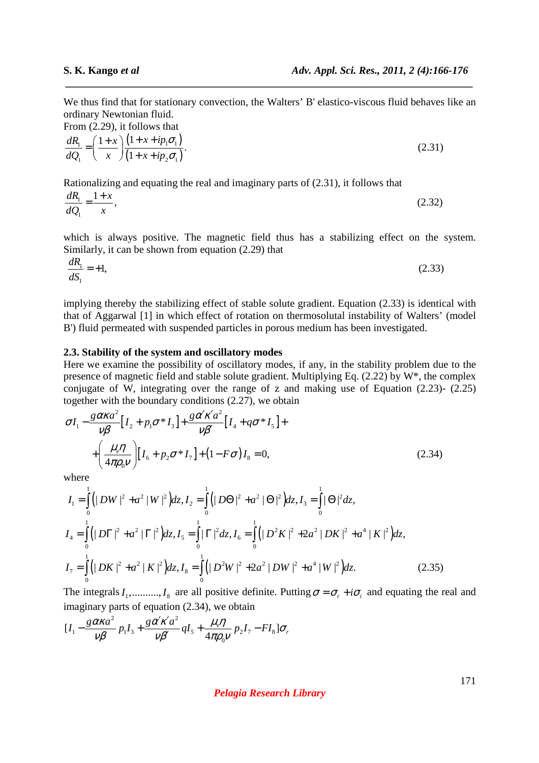We thus find that for stationary convection, the Walters' B' elastico-viscous fluid behaves like an ordinary Newtonian fluid.

From (2.29), it follows that

$$\frac{dR_1}{dQ_1} = \left(\frac{1+x}{x}\right)\frac{(1+x+ip_1\sigma_1)}{(1+x+ip_2\sigma_1)}. \tag{2.31}$$

Rationalizing and equating the real and imaginary parts of (2.31), it follows that

$$\frac{dR_1}{dQ_1} = \frac{1+x}{x}, \tag{2.32}$$

which is always positive. The magnetic field thus has a stabilizing effect on the system. Similarly, it can be shown from equation (2.29) that

$$\frac{dR_1}{dS_1} = +1, \tag{2.33}$$

implying thereby the stabilizing effect of stable solute gradient. Equation (2.33) is identical with that of Aggarwal [1] in which effect of rotation on thermosolutal instability of Walters' (model B') fluid permeated with suspended particles in porous medium has been investigated.

### 2.3. Stability of the system and oscillatory modes

Here we examine the possibility of oscillatory modes, if any, in the stability problem due to the presence of magnetic field and stable solute gradient. Multiplying Eq. (2.22) by W*, the complex conjugate of W, integrating over the range of z and making use of Equation (2.23)- (2.25) together with the boundary conditions (2.27), we obtain

$$\sigma I_1 - \frac{g\alpha\kappa a^2}{\nu\beta}\left[I_2 + p_1\sigma^* I_3\right] + \frac{g\alpha'\kappa' a^2}{\nu\beta'}\left[I_4 + q\sigma^* I_5\right] + \left(\frac{\mu_e\eta}{4\pi\rho_0\nu}\right)\left[I_6 + p_2\sigma^* I_7\right] + (1-F\sigma)I_8 = 0, \tag{2.34}$$

where

$$I_1 = \int_0^1 \left(|DW|^2 + a^2|W|^2\right)dz, \quad I_2 = \int_0^1 \left(|D\Theta|^2 + a^2|\Theta|^2\right)dz, \quad I_3 = \int_0^1 |\Theta|^2 dz,$$

$$I_4 = \int_0^1 \left(|D\Gamma|^2 + a^2|\Gamma|^2\right)dz, \quad I_5 = \int_0^1 |\Gamma|^2 dz, \quad I_6 = \int_0^1 \left(|D^2K|^2 + 2a^2|DK|^2 + a^4|K|^2\right)dz,$$

$$I_7 = \int_0^1 \left(|DK|^2 + a^2|K|^2\right)dz, \quad I_8 = \int_0^1 \left(|D^2W|^2 + 2a^2|DW|^2 + a^4|W|^2\right)dz. \tag{2.35}$$

The integrals $I_1, \ldots\ldots\ldots, I_8$ are all positive definite. Putting $\sigma = \sigma_r + i\sigma_i$ and equating the real and imaginary parts of equation (2.34), we obtain

$$[I_1 - \frac{g\alpha\kappa a^2}{\nu\beta}p_1 I_3 + \frac{g\alpha'\kappa' a^2}{\nu\beta'}qI_5 + \frac{\mu_e\eta}{4\pi\rho_0\nu}p_2 I_7 - FI_8]\sigma_r$$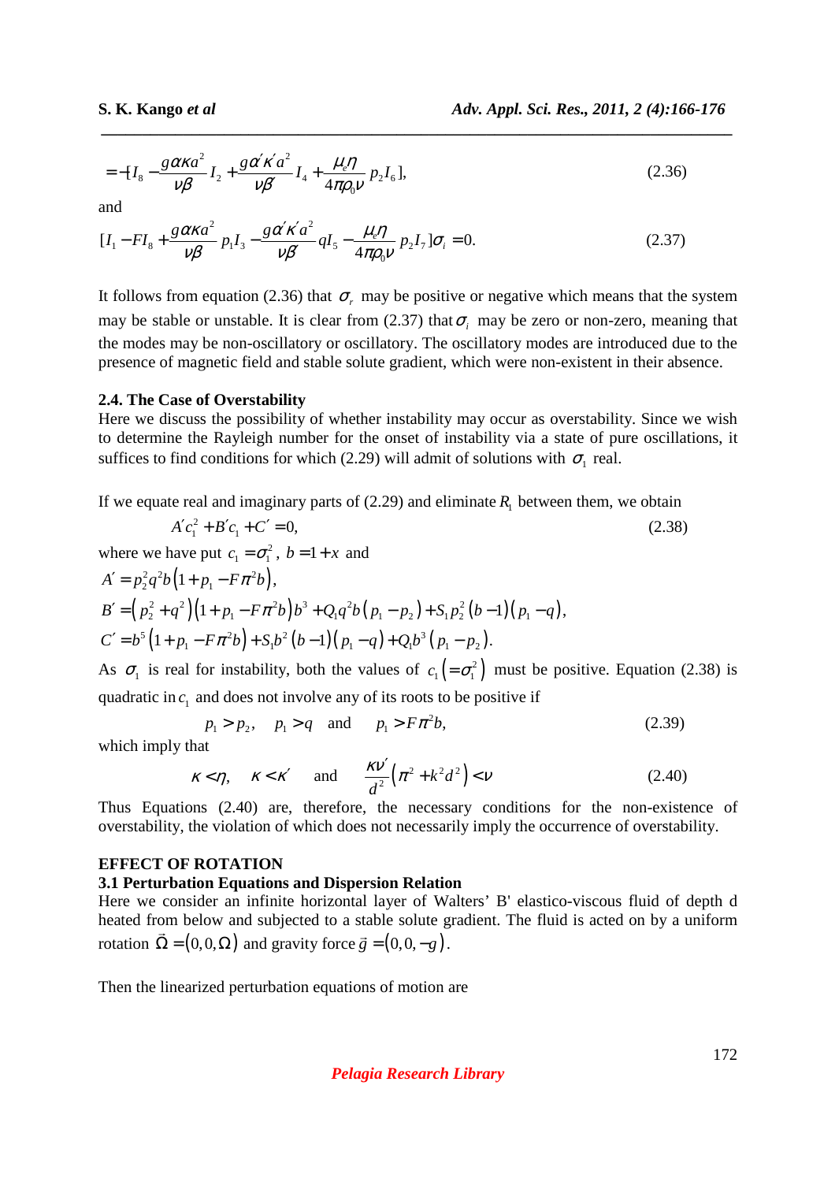$$= -[I_8 - \frac{g\alpha\kappa a^2}{\nu\beta} I_2 + \frac{g\alpha'\kappa' a^2}{\nu\beta'} I_4 + \frac{\mu_e\eta}{4\pi\rho_0\nu} p_2 I_6], \tag{2.36}$$

and

$$[I_1 - FI_8 + \frac{g\alpha\kappa a^2}{\nu\beta} p_1 I_3 - \frac{g\alpha'\kappa' a^2}{\nu\beta'} q I_5 - \frac{\mu_e\eta}{4\pi\rho_0\nu} p_2 I_7]\sigma_i = 0. \tag{2.37}$$

It follows from equation (2.36) that $\sigma_r$ may be positive or negative which means that the system may be stable or unstable. It is clear from (2.37) that $\sigma_i$ may be zero or non-zero, meaning that the modes may be non-oscillatory or oscillatory. The oscillatory modes are introduced due to the presence of magnetic field and stable solute gradient, which were non-existent in their absence.

### 2.4. The Case of Overstability

Here we discuss the possibility of whether instability may occur as overstability. Since we wish to determine the Rayleigh number for the onset of instability via a state of pure oscillations, it suffices to find conditions for which (2.29) will admit of solutions with $\sigma_1$ real.

If we equate real and imaginary parts of (2.29) and eliminate $R_1$ between them, we obtain

$$A'c_1^2 + B'c_1 + C' = 0, \tag{2.38}$$

where we have put $c_1 = \sigma_1^2$, $b = 1 + x$ and

$$A' = p_2^2 q^2 b\left(1 + p_1 - F\pi^2 b\right),$$

$$B' = \left(p_2^2 + q^2\right)\left(1 + p_1 - F\pi^2 b\right)b^3 + Q_1 q^2 b\left(p_1 - p_2\right) + S_1 p_2^2\left(b - 1\right)\left(p_1 - q\right),$$

$$C' = b^5\left(1 + p_1 - F\pi^2 b\right) + S_1 b^2\left(b - 1\right)\left(p_1 - q\right) + Q_1 b^3\left(p_1 - p_2\right).$$

As $\sigma_1$ is real for instability, both the values of $c_1\left(=\sigma_1^2\right)$ must be positive. Equation (2.38) is quadratic in $c_1$ and does not involve any of its roots to be positive if

$$p_1 > p_2, \quad p_1 > q \quad \text{and} \quad p_1 > F\pi^2 b, \tag{2.39}$$

which imply that

$$\kappa < \eta, \quad \kappa < \kappa' \quad \text{and} \quad \frac{\kappa\nu'}{d^2}\left(\pi^2 + k^2 d^2\right) < \nu \tag{2.40}$$

Thus Equations (2.40) are, therefore, the necessary conditions for the non-existence of overstability, the violation of which does not necessarily imply the occurrence of overstability.

## EFFECT OF ROTATION

### 3.1 Perturbation Equations and Dispersion Relation

Here we consider an infinite horizontal layer of Walters' B' elastico-viscous fluid of depth d heated from below and subjected to a stable solute gradient. The fluid is acted on by a uniform rotation $\vec{\Omega} = (0, 0, \Omega)$ and gravity force $\vec{g} = (0, 0, -g)$.

Then the linearized perturbation equations of motion are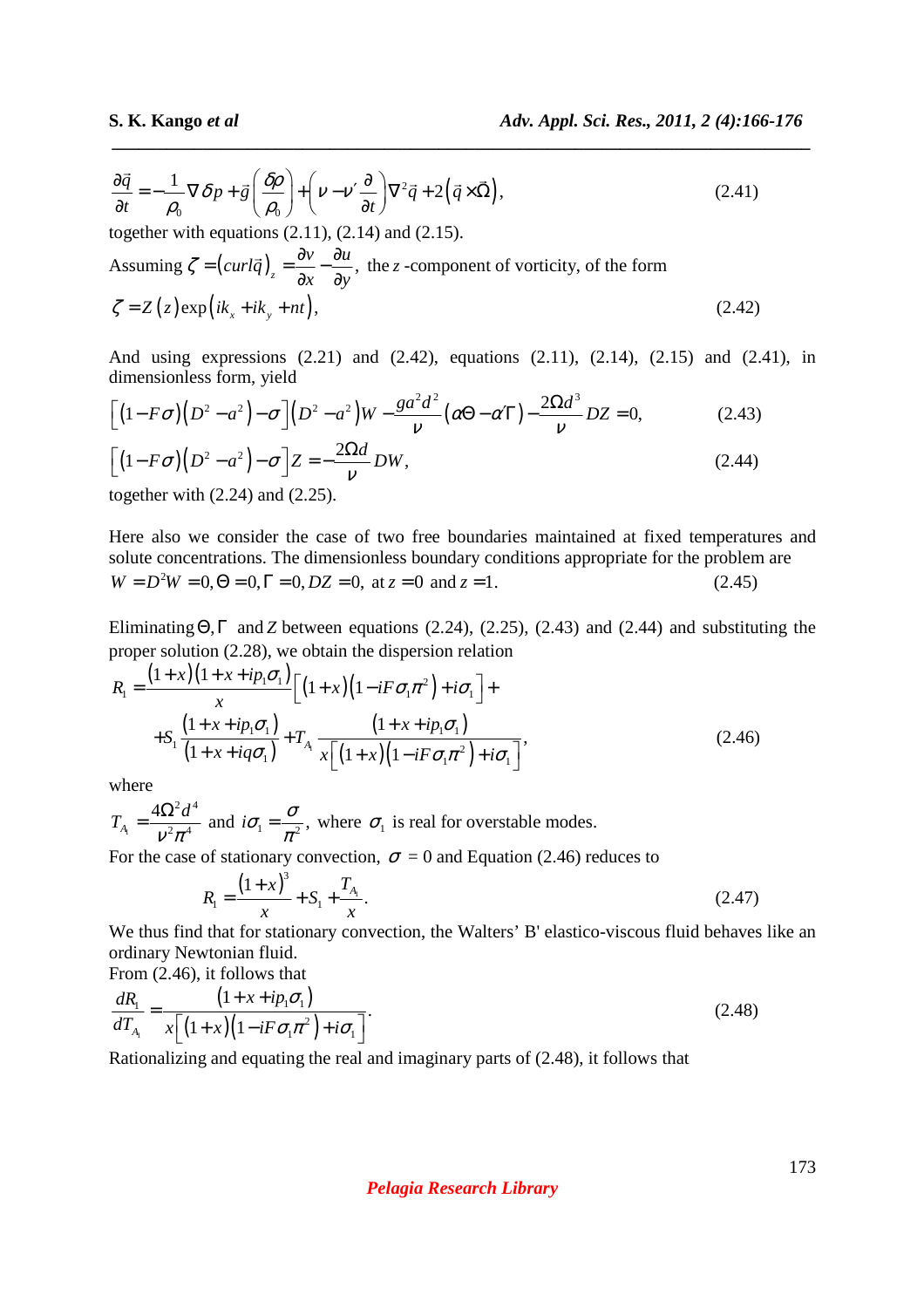$$\frac{\partial \vec{q}}{\partial t} = -\frac{1}{\rho_0}\nabla \delta p + \vec{g}\left(\frac{\delta \rho}{\rho_0}\right) + \left(\nu - \nu' \frac{\partial}{\partial t}\right)\nabla^2 \vec{q} + 2\left(\vec{q} \times \vec{\Omega}\right), \tag{2.41}$$

together with equations (2.11), (2.14) and (2.15).

Assuming $\zeta = (curl\vec{q})_z = \frac{\partial v}{\partial x} - \frac{\partial u}{\partial y}$, the $z$-component of vorticity, of the form

$$\zeta = Z(z)\exp\left(ik_x + ik_y + nt\right), \tag{2.42}$$

And using expressions (2.21) and (2.42), equations (2.11), (2.14), (2.15) and (2.41), in dimensionless form, yield

$$\left[(1-F\sigma)(D^2 - a^2) - \sigma\right](D^2 - a^2)W - \frac{ga^2d^2}{\nu}(\alpha\Theta - \alpha'\Gamma) - \frac{2\Omega d^3}{\nu}DZ = 0, \tag{2.43}$$

$$\left[(1-F\sigma)(D^2 - a^2) - \sigma\right]Z = -\frac{2\Omega d}{\nu}DW, \tag{2.44}$$

together with (2.24) and (2.25).

Here also we consider the case of two free boundaries maintained at fixed temperatures and solute concentrations. The dimensionless boundary conditions appropriate for the problem are

$$W = D^2W = 0, \Theta = 0, \Gamma = 0, DZ = 0, \text{ at } z = 0 \text{ and } z = 1. \tag{2.45}$$

Eliminating $\Theta, \Gamma$ and $Z$ between equations (2.24), (2.25), (2.43) and (2.44) and substituting the proper solution (2.28), we obtain the dispersion relation

$$R_1 = \frac{(1+x)(1+x+ip_1\sigma_1)}{x}\left[(1+x)(1-iF\sigma_1\pi^2) + i\sigma_1\right] + S_1\frac{(1+x+ip_1\sigma_1)}{(1+x+iq\sigma_1)} + T_{A_1}\frac{(1+x+ip_1\sigma_1)}{x\left[(1+x)(1-iF\sigma_1\pi^2) + i\sigma_1\right]}, \tag{2.46}$$

where

$T_{A_1} = \frac{4\Omega^2 d^4}{\nu^2 \pi^4}$ and $i\sigma_1 = \frac{\sigma}{\pi^2}$, where $\sigma_1$ is real for overstable modes.

For the case of stationary convection, $\sigma = 0$ and Equation (2.46) reduces to

$$R_1 = \frac{(1+x)^3}{x} + S_1 + \frac{T_{A_1}}{x}. \tag{2.47}$$

We thus find that for stationary convection, the Walters' B' elastico-viscous fluid behaves like an ordinary Newtonian fluid.

From (2.46), it follows that

$$\frac{dR_1}{dT_{A_1}} = \frac{(1+x+ip_1\sigma_1)}{x\left[(1+x)(1-iF\sigma_1\pi^2) + i\sigma_1\right]}. \tag{2.48}$$

Rationalizing and equating the real and imaginary parts of (2.48), it follows that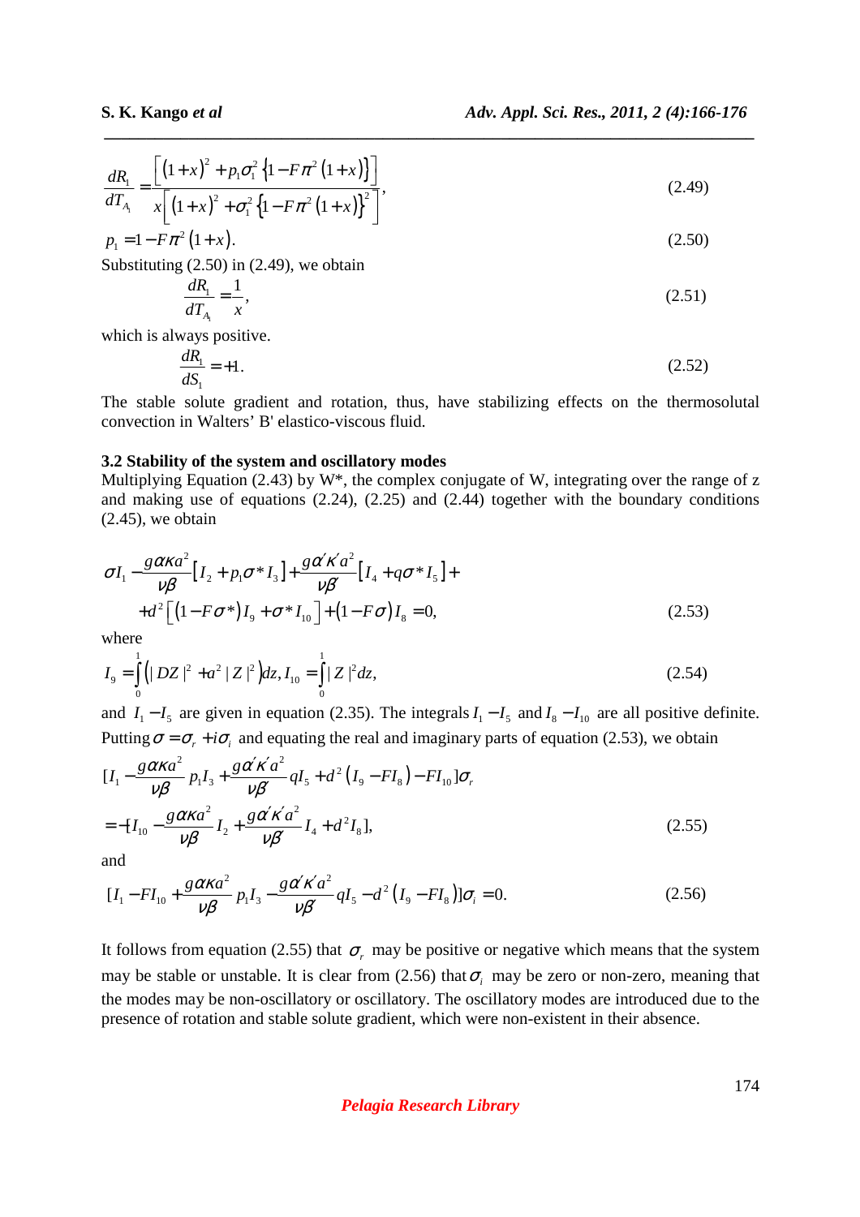$$\frac{dR_1}{dT_{A_1}} = \frac{\left[\left(1+x\right)^2 + p_1\sigma_1^2\left\{1 - F\pi^2\left(1+x\right)\right\}\right]}{x\left[\left(1+x\right)^2 + \sigma_1^2\left\{1 - F\pi^2\left(1+x\right)\right\}^2\right]}, \tag{2.49}$$

$$p_1 = 1 - F\pi^2\left(1+x\right). \tag{2.50}$$

Substituting (2.50) in (2.49), we obtain

$$\frac{dR_1}{dT_{A_1}} = \frac{1}{x}, \tag{2.51}$$

which is always positive.

$$\frac{dR_1}{dS_1} = +1. \tag{2.52}$$

The stable solute gradient and rotation, thus, have stabilizing effects on the thermosolutal convection in Walters' B' elastico-viscous fluid.

### 3.2 Stability of the system and oscillatory modes

Multiplying Equation (2.43) by W*, the complex conjugate of W, integrating over the range of z and making use of equations (2.24), (2.25) and (2.44) together with the boundary conditions (2.45), we obtain

$$\sigma I_1 - \frac{g\alpha\kappa a^2}{\nu\beta}\left[I_2 + p_1\sigma^* I_3\right] + \frac{g\alpha'\kappa' a^2}{\nu\beta'}\left[I_4 + q\sigma^* I_5\right] + \\ + d^2\left[\left(1 - F\sigma^*\right)I_9 + \sigma^* I_{10}\right] + \left(1 - F\sigma\right)I_8 = 0, \tag{2.53}$$

where

$$I_9 = \int_0^1 \left(|DZ|^2 + a^2|Z|^2\right)dz, \quad I_{10} = \int_0^1 |Z|^2 dz, \tag{2.54}$$

and $I_1 - I_5$ are given in equation (2.35). The integrals $I_1 - I_5$ and $I_8 - I_{10}$ are all positive definite. Putting $\sigma = \sigma_r + i\sigma_i$ and equating the real and imaginary parts of equation (2.53), we obtain

$$[I_1 - \frac{g\alpha\kappa a^2}{\nu\beta}p_1 I_3 + \frac{g\alpha'\kappa' a^2}{\nu\beta'}qI_5 + d^2\left(I_9 - FI_8\right) - FI_{10}]\sigma_r \\ = -[I_{10} - \frac{g\alpha\kappa a^2}{\nu\beta}I_2 + \frac{g\alpha'\kappa' a^2}{\nu\beta'}I_4 + d^2 I_8], \tag{2.55}$$

and

$$[I_1 - FI_{10} + \frac{g\alpha\kappa a^2}{\nu\beta}p_1 I_3 - \frac{g\alpha'\kappa' a^2}{\nu\beta'}qI_5 - d^2\left(I_9 - FI_8\right)]\sigma_i = 0. \tag{2.56}$$

It follows from equation (2.55) that $\sigma_r$ may be positive or negative which means that the system may be stable or unstable. It is clear from (2.56) that $\sigma_i$ may be zero or non-zero, meaning that the modes may be non-oscillatory or oscillatory. The oscillatory modes are introduced due to the presence of rotation and stable solute gradient, which were non-existent in their absence.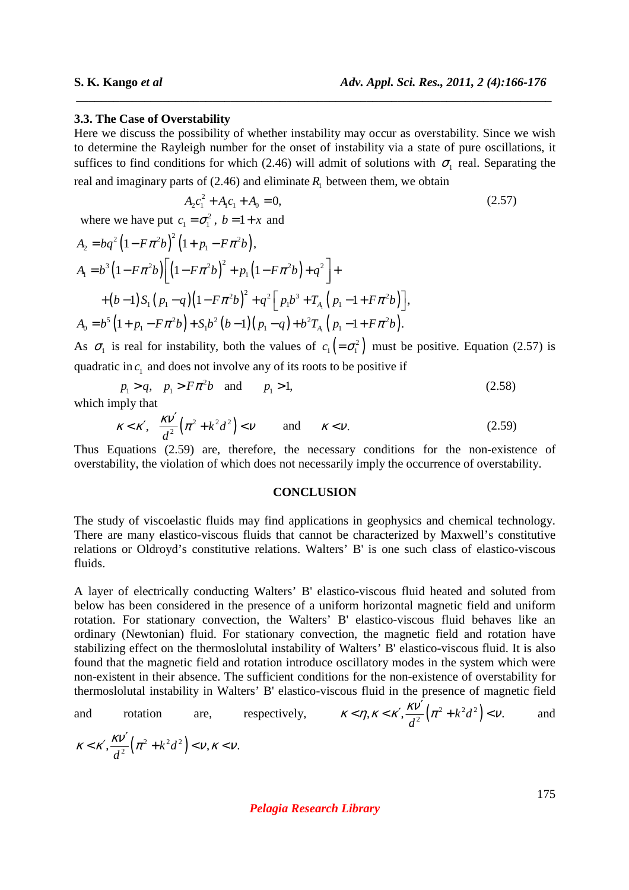### 3.3. The Case of Overstability

Here we discuss the possibility of whether instability may occur as overstability. Since we wish to determine the Rayleigh number for the onset of instability via a state of pure oscillations, it suffices to find conditions for which (2.46) will admit of solutions with $\sigma_1$ real. Separating the real and imaginary parts of (2.46) and eliminate $R_1$ between them, we obtain

$$A_2 c_1^2 + A_1 c_1 + A_0 = 0, \tag{2.57}$$

where we have put $c_1 = \sigma_1^2$, $b = 1 + x$ and

$$A_2 = bq^2\left(1 - F\pi^2 b\right)^2\left(1 + p_1 - F\pi^2 b\right),$$

$$A_1 = b^3\left(1 - F\pi^2 b\right)\left[\left(1 - F\pi^2 b\right)^2 + p_1\left(1 - F\pi^2 b\right) + q^2\right] +$$
$$+\left(b-1\right)S_1\left(p_1 - q\right)\left(1 - F\pi^2 b\right)^2 + q^2\left[p_1 b^3 + T_{A_1}\left(p_1 - 1 + F\pi^2 b\right)\right],$$

$$A_0 = b^5\left(1 + p_1 - F\pi^2 b\right) + S_1 b^2\left(b-1\right)\left(p_1 - q\right) + b^2 T_{A_1}\left(p_1 - 1 + F\pi^2 b\right).$$

As $\sigma_1$ is real for instability, both the values of $c_1\left(=\sigma_1^2\right)$ must be positive. Equation (2.57) is quadratic in $c_1$ and does not involve any of its roots to be positive if

$$p_1 > q, \quad p_1 > F\pi^2 b \quad \text{and} \quad p_1 > 1, \tag{2.58}$$

which imply that

$$\kappa < \kappa', \quad \frac{\kappa\nu'}{d^2}\left(\pi^2 + k^2 d^2\right) < \nu \quad \text{and} \quad \kappa < \nu. \tag{2.59}$$

Thus Equations (2.59) are, therefore, the necessary conditions for the non-existence of overstability, the violation of which does not necessarily imply the occurrence of overstability.

## CONCLUSION

The study of viscoelastic fluids may find applications in geophysics and chemical technology. There are many elastico-viscous fluids that cannot be characterized by Maxwell's constitutive relations or Oldroyd's constitutive relations. Walters' B' is one such class of elastico-viscous fluids.

A layer of electrically conducting Walters' B' elastico-viscous fluid heated and soluted from below has been considered in the presence of a uniform horizontal magnetic field and uniform rotation. For stationary convection, the Walters' B' elastico-viscous fluid behaves like an ordinary (Newtonian) fluid. For stationary convection, the magnetic field and rotation have stabilizing effect on the thermoslolutal instability of Walters' B' elastico-viscous fluid. It is also found that the magnetic field and rotation introduce oscillatory modes in the system which were non-existent in their absence. The sufficient conditions for the non-existence of overstability for thermoslolutal instability in Walters' B' elastico-viscous fluid in the presence of magnetic field and rotation are, respectively, $\kappa < \eta, \kappa < \kappa', \frac{\kappa\nu'}{d^2}\left(\pi^2 + k^2 d^2\right) < \nu.$ and $\kappa < \kappa', \frac{\kappa\nu'}{d^2}\left(\pi^2 + k^2 d^2\right) < \nu, \kappa < \nu.$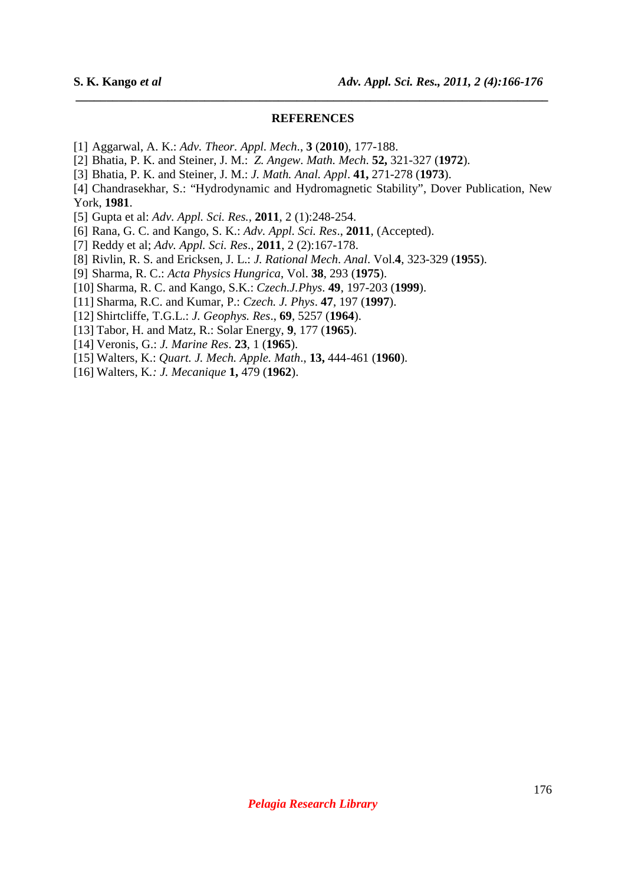## REFERENCES

[1] Aggarwal, A. K.: *Adv. Theor. Appl. Mech*., **3** (**2010**), 177-188.
[2] Bhatia, P. K. and Steiner, J. M.: *Z. Angew. Math. Mech*. **52,** 321-327 (**1972**).
[3] Bhatia, P. K. and Steiner, J. M.: *J. Math. Anal. Appl*. **41,** 271-278 (**1973**).
[4] Chandrasekhar, S.: "Hydrodynamic and Hydromagnetic Stability", Dover Publication, New York, **1981**.
[5] Gupta et al: *Adv. Appl. Sci. Res.,* **2011**, 2 (1):248-254.
[6] Rana, G. C. and Kango, S. K.: *Adv. Appl. Sci. Res*., **2011**, (Accepted).
[7] Reddy et al; *Adv. Appl. Sci. Res*., **2011**, 2 (2):167-178.
[8] Rivlin, R. S. and Ericksen, J. L.: *J. Rational Mech. Anal*. Vol.**4**, 323-329 (**1955**).
[9] Sharma, R. C.: *Acta Physics Hungrica*, Vol. **38**, 293 (**1975**).
[10] Sharma, R. C. and Kango, S.K.: *Czech.J.Phys*. **49**, 197-203 (**1999**).
[11] Sharma, R.C. and Kumar, P.: *Czech. J. Phys*. **47**, 197 (**1997**).
[12] Shirtcliffe, T.G.L.: *J. Geophys. Res*., **69**, 5257 (**1964**).
[13] Tabor, H. and Matz, R.: Solar Energy, **9**, 177 (**1965**).
[14] Veronis, G.: *J. Marine Res*. **23**, 1 (**1965**).
[15] Walters, K.: *Quart. J. Mech. Apple. Math*., **13,** 444-461 (**1960**).
[16] Walters, K.: *J. Mecanique* **1,** 479 (**1962**).